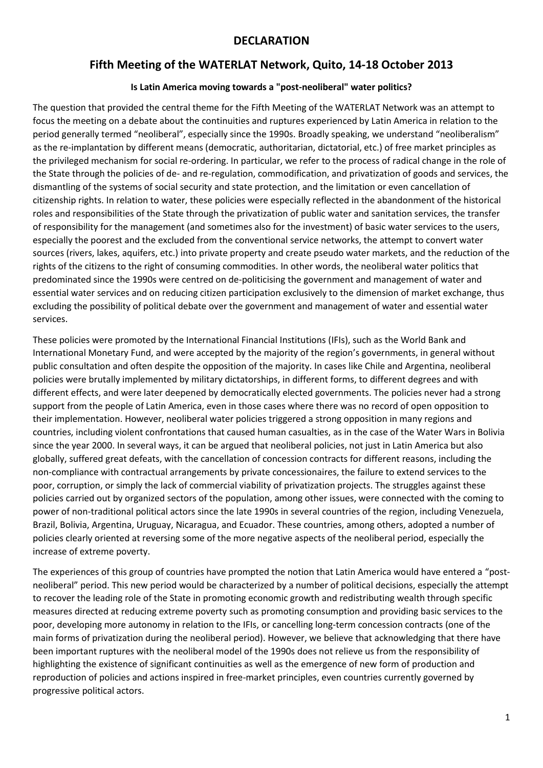# DECLARATION

## Fifth Meeting of the WATERLAT Network, Quito, 14-18 October 2013

### Is Latin America moving towards a "post-neoliberal" water politics?

The question that provided the central theme for the Fifth Meeting of the WATERLAT Network was an attempt to focus the meeting on a debate about the continuities and ruptures experienced by Latin America in relation to the period generally termed "neoliberal", especially since the 1990s. Broadly speaking, we understand "neoliberalism" as the re-implantation by different means (democratic, authoritarian, dictatorial, etc.) of free market principles as the privileged mechanism for social re-ordering. In particular, we refer to the process of radical change in the role of the State through the policies of de- and re-regulation, commodification, and privatization of goods and services, the dismantling of the systems of social security and state protection, and the limitation or even cancellation of citizenship rights. In relation to water, these policies were especially reflected in the abandonment of the historical roles and responsibilities of the State through the privatization of public water and sanitation services, the transfer of responsibility for the management (and sometimes also for the investment) of basic water services to the users, especially the poorest and the excluded from the conventional service networks, the attempt to convert water sources (rivers, lakes, aquifers, etc.) into private property and create pseudo water markets, and the reduction of the rights of the citizens to the right of consuming commodities. In other words, the neoliberal water politics that predominated since the 1990s were centred on de-politicising the government and management of water and essential water services and on reducing citizen participation exclusively to the dimension of market exchange, thus excluding the possibility of political debate over the government and management of water and essential water services.

These policies were promoted by the International Financial Institutions (IFIs), such as the World Bank and International Monetary Fund, and were accepted by the majority of the region's governments, in general without public consultation and often despite the opposition of the majority. In cases like Chile and Argentina, neoliberal policies were brutally implemented by military dictatorships, in different forms, to different degrees and with different effects, and were later deepened by democratically elected governments. The policies never had a strong support from the people of Latin America, even in those cases where there was no record of open opposition to their implementation. However, neoliberal water policies triggered a strong opposition in many regions and countries, including violent confrontations that caused human casualties, as in the case of the Water Wars in Bolivia since the year 2000. In several ways, it can be argued that neoliberal policies, not just in Latin America but also globally, suffered great defeats, with the cancellation of concession contracts for different reasons, including the non-compliance with contractual arrangements by private concessionaires, the failure to extend services to the poor, corruption, or simply the lack of commercial viability of privatization projects. The struggles against these policies carried out by organized sectors of the population, among other issues, were connected with the coming to power of non-traditional political actors since the late 1990s in several countries of the region, including Venezuela, Brazil, Bolivia, Argentina, Uruguay, Nicaragua, and Ecuador. These countries, among others, adopted a number of policies clearly oriented at reversing some of the more negative aspects of the neoliberal period, especially the increase of extreme poverty.

The experiences of this group of countries have prompted the notion that Latin America would have entered a "post-neoliberal" period. This new period would be characterized by a number of political decisions, especially the attempt to recover the leading role of the State in promoting economic growth and redistributing wealth through specific measures directed at reducing extreme poverty such as promoting consumption and providing basic services to the poor, developing more autonomy in relation to the IFIs, or cancelling long-term concession contracts (one of the main forms of privatization during the neoliberal period). However, we believe that acknowledging that there have been important ruptures with the neoliberal model of the 1990s does not relieve us from the responsibility of highlighting the existence of significant continuities as well as the emergence of new form of production and reproduction of policies and actions inspired in free-market principles, even countries currently governed by progressive political actors.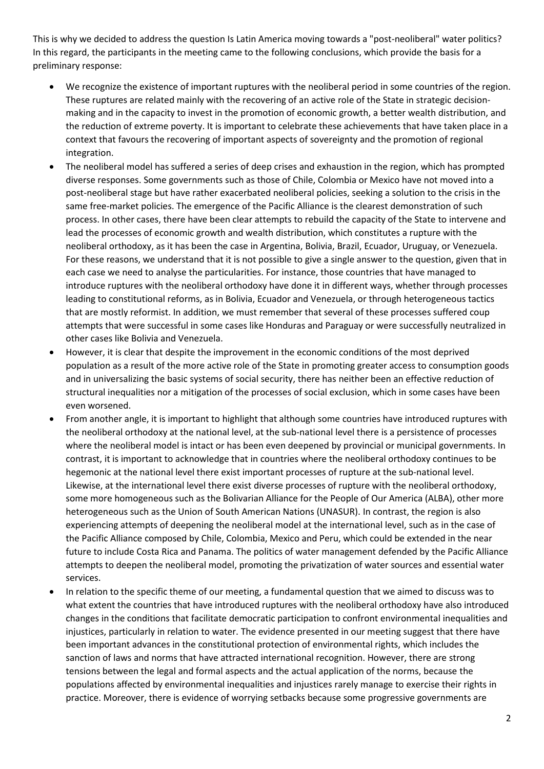This is why we decided to address the question Is Latin America moving towards a "post-neoliberal" water politics? In this regard, the participants in the meeting came to the following conclusions, which provide the basis for a preliminary response:

- We recognize the existence of important ruptures with the neoliberal period in some countries of the region. These ruptures are related mainly with the recovering of an active role of the State in strategic decision-making and in the capacity to invest in the promotion of economic growth, a better wealth distribution, and the reduction of extreme poverty. It is important to celebrate these achievements that have taken place in a context that favours the recovering of important aspects of sovereignty and the promotion of regional integration.
- The neoliberal model has suffered a series of deep crises and exhaustion in the region, which has prompted diverse responses. Some governments such as those of Chile, Colombia or Mexico have not moved into a post-neoliberal stage but have rather exacerbated neoliberal policies, seeking a solution to the crisis in the same free-market policies. The emergence of the Pacific Alliance is the clearest demonstration of such process. In other cases, there have been clear attempts to rebuild the capacity of the State to intervene and lead the processes of economic growth and wealth distribution, which constitutes a rupture with the neoliberal orthodoxy, as it has been the case in Argentina, Bolivia, Brazil, Ecuador, Uruguay, or Venezuela. For these reasons, we understand that it is not possible to give a single answer to the question, given that in each case we need to analyse the particularities. For instance, those countries that have managed to introduce ruptures with the neoliberal orthodoxy have done it in different ways, whether through processes leading to constitutional reforms, as in Bolivia, Ecuador and Venezuela, or through heterogeneous tactics that are mostly reformist. In addition, we must remember that several of these processes suffered coup attempts that were successful in some cases like Honduras and Paraguay or were successfully neutralized in other cases like Bolivia and Venezuela.
- However, it is clear that despite the improvement in the economic conditions of the most deprived population as a result of the more active role of the State in promoting greater access to consumption goods and in universalizing the basic systems of social security, there has neither been an effective reduction of structural inequalities nor a mitigation of the processes of social exclusion, which in some cases have been even worsened.
- From another angle, it is important to highlight that although some countries have introduced ruptures with the neoliberal orthodoxy at the national level, at the sub-national level there is a persistence of processes where the neoliberal model is intact or has been even deepened by provincial or municipal governments. In contrast, it is important to acknowledge that in countries where the neoliberal orthodoxy continues to be hegemonic at the national level there exist important processes of rupture at the sub-national level. Likewise, at the international level there exist diverse processes of rupture with the neoliberal orthodoxy, some more homogeneous such as the Bolivarian Alliance for the People of Our America (ALBA), other more heterogeneous such as the Union of South American Nations (UNASUR). In contrast, the region is also experiencing attempts of deepening the neoliberal model at the international level, such as in the case of the Pacific Alliance composed by Chile, Colombia, Mexico and Peru, which could be extended in the near future to include Costa Rica and Panama. The politics of water management defended by the Pacific Alliance attempts to deepen the neoliberal model, promoting the privatization of water sources and essential water services.
- In relation to the specific theme of our meeting, a fundamental question that we aimed to discuss was to what extent the countries that have introduced ruptures with the neoliberal orthodoxy have also introduced changes in the conditions that facilitate democratic participation to confront environmental inequalities and injustices, particularly in relation to water. The evidence presented in our meeting suggest that there have been important advances in the constitutional protection of environmental rights, which includes the sanction of laws and norms that have attracted international recognition. However, there are strong tensions between the legal and formal aspects and the actual application of the norms, because the populations affected by environmental inequalities and injustices rarely manage to exercise their rights in practice. Moreover, there is evidence of worrying setbacks because some progressive governments are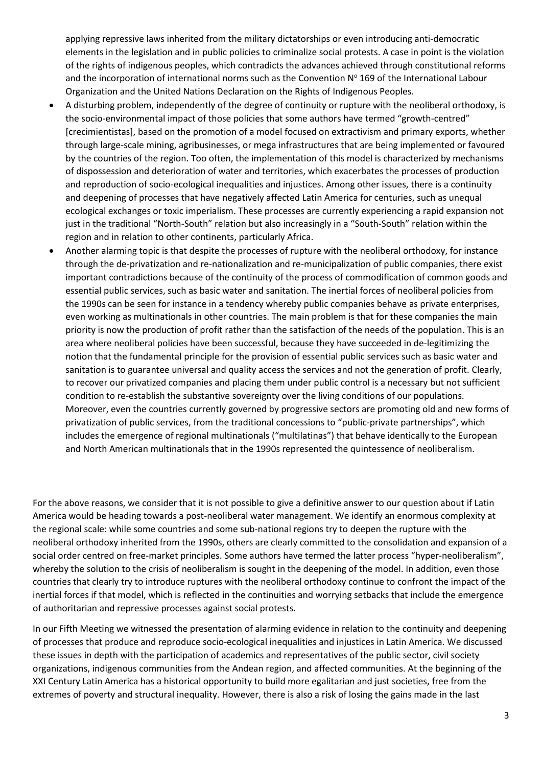applying repressive laws inherited from the military dictatorships or even introducing anti-democratic elements in the legislation and in public policies to criminalize social protests. A case in point is the violation of the rights of indigenous peoples, which contradicts the advances achieved through constitutional reforms and the incorporation of international norms such as the Convention Nº 169 of the International Labour Organization and the United Nations Declaration on the Rights of Indigenous Peoples.

- A disturbing problem, independently of the degree of continuity or rupture with the neoliberal orthodoxy, is the socio-environmental impact of those policies that some authors have termed "growth-centred" [crecimientistas], based on the promotion of a model focused on extractivism and primary exports, whether through large-scale mining, agribusinesses, or mega infrastructures that are being implemented or favoured by the countries of the region. Too often, the implementation of this model is characterized by mechanisms of dispossession and deterioration of water and territories, which exacerbates the processes of production and reproduction of socio-ecological inequalities and injustices. Among other issues, there is a continuity and deepening of processes that have negatively affected Latin America for centuries, such as unequal ecological exchanges or toxic imperialism. These processes are currently experiencing a rapid expansion not just in the traditional "North-South" relation but also increasingly in a "South-South" relation within the region and in relation to other continents, particularly Africa.
- Another alarming topic is that despite the processes of rupture with the neoliberal orthodoxy, for instance through the de-privatization and re-nationalization and re-municipalization of public companies, there exist important contradictions because of the continuity of the process of commodification of common goods and essential public services, such as basic water and sanitation. The inertial forces of neoliberal policies from the 1990s can be seen for instance in a tendency whereby public companies behave as private enterprises, even working as multinationals in other countries. The main problem is that for these companies the main priority is now the production of profit rather than the satisfaction of the needs of the population. This is an area where neoliberal policies have been successful, because they have succeeded in de-legitimizing the notion that the fundamental principle for the provision of essential public services such as basic water and sanitation is to guarantee universal and quality access the services and not the generation of profit. Clearly, to recover our privatized companies and placing them under public control is a necessary but not sufficient condition to re-establish the substantive sovereignty over the living conditions of our populations. Moreover, even the countries currently governed by progressive sectors are promoting old and new forms of privatization of public services, from the traditional concessions to "public-private partnerships", which includes the emergence of regional multinationals ("multilatinas") that behave identically to the European and North American multinationals that in the 1990s represented the quintessence of neoliberalism.

For the above reasons, we consider that it is not possible to give a definitive answer to our question about if Latin America would be heading towards a post-neoliberal water management. We identify an enormous complexity at the regional scale: while some countries and some sub-national regions try to deepen the rupture with the neoliberal orthodoxy inherited from the 1990s, others are clearly committed to the consolidation and expansion of a social order centred on free-market principles. Some authors have termed the latter process "hyper-neoliberalism", whereby the solution to the crisis of neoliberalism is sought in the deepening of the model. In addition, even those countries that clearly try to introduce ruptures with the neoliberal orthodoxy continue to confront the impact of the inertial forces if that model, which is reflected in the continuities and worrying setbacks that include the emergence of authoritarian and repressive processes against social protests.

In our Fifth Meeting we witnessed the presentation of alarming evidence in relation to the continuity and deepening of processes that produce and reproduce socio-ecological inequalities and injustices in Latin America. We discussed these issues in depth with the participation of academics and representatives of the public sector, civil society organizations, indigenous communities from the Andean region, and affected communities. At the beginning of the XXI Century Latin America has a historical opportunity to build more egalitarian and just societies, free from the extremes of poverty and structural inequality. However, there is also a risk of losing the gains made in the last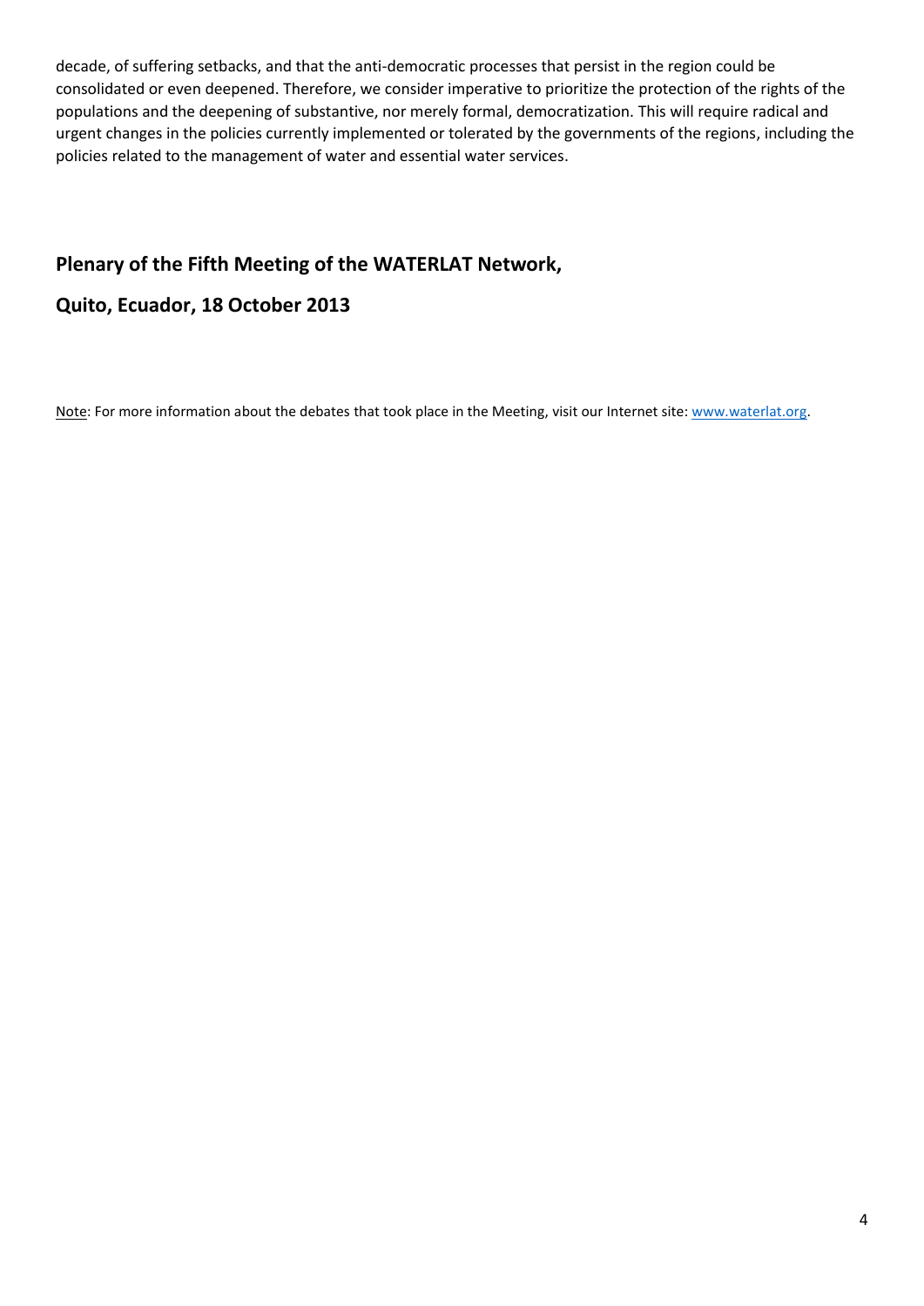decade, of suffering setbacks, and that the anti-democratic processes that persist in the region could be consolidated or even deepened. Therefore, we consider imperative to prioritize the protection of the rights of the populations and the deepening of substantive, nor merely formal, democratization. This will require radical and urgent changes in the policies currently implemented or tolerated by the governments of the regions, including the policies related to the management of water and essential water services.

**Plenary of the Fifth Meeting of the WATERLAT Network,**

**Quito, Ecuador, 18 October 2013**

Note: For more information about the debates that took place in the Meeting, visit our Internet site: www.waterlat.org.